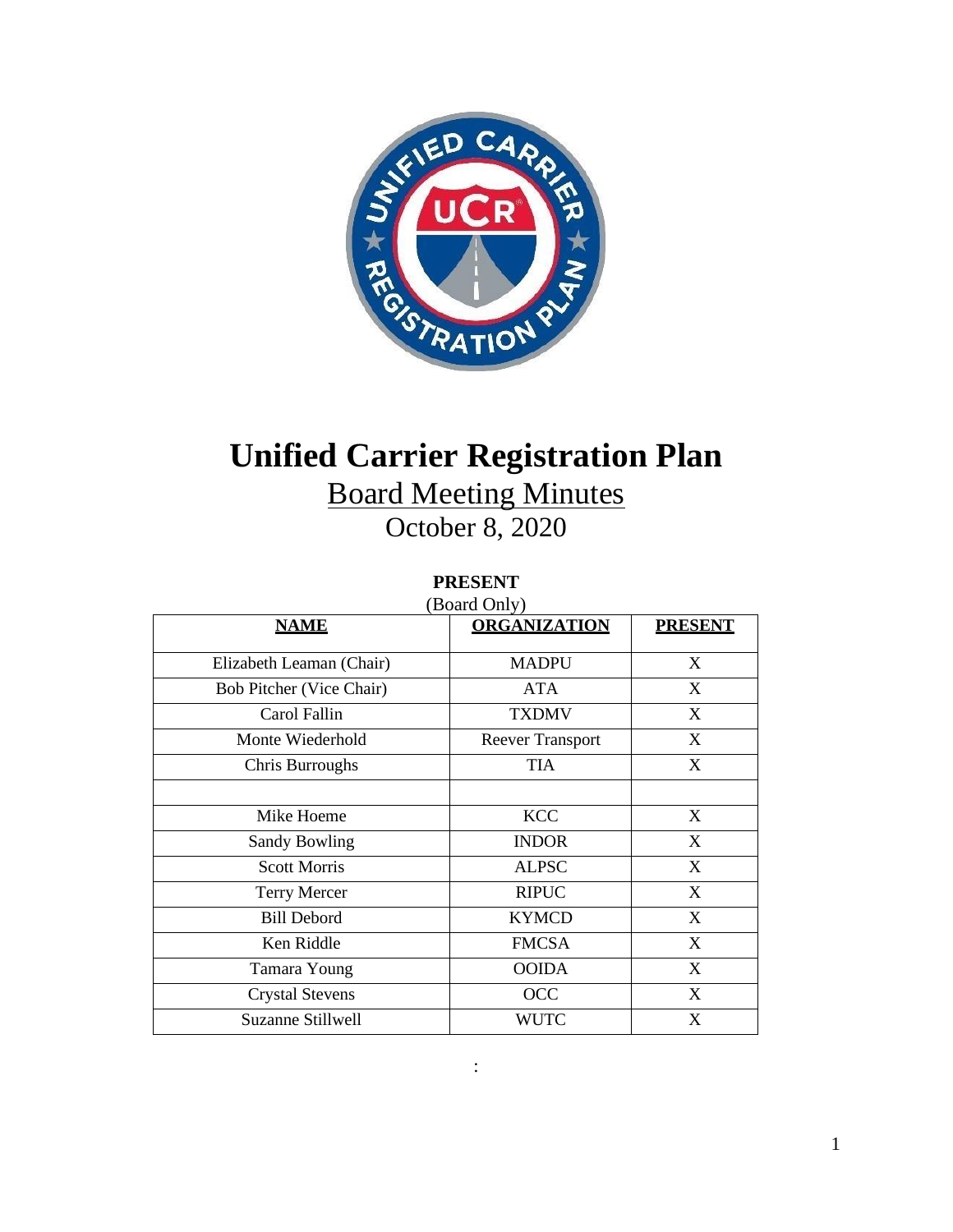# Unified Carrier Registration Plan

## Board Meeting Minutes

October 8, 2020

**PRESENT**

(Board Only)

| NAME | ORGANIZATION | PRESENT |
|---|---|---|
| Elizabeth Leaman (Chair) | MADPU | X |
| Bob Pitcher (Vice Chair) | ATA | X |
| Carol Fallin | TXDMV | X |
| Monte Wiederhold | Reever Transport | X |
| Chris Burroughs | TIA | X |
| | | |
| Mike Hoeme | KCC | X |
| Sandy Bowling | INDOR | X |
| Scott Morris | ALPSC | X |
| Terry Mercer | RIPUC | X |
| Bill Debord | KYMCD | X |
| Ken Riddle | FMCSA | X |
| Tamara Young | OOIDA | X |
| Crystal Stevens | OCC | X |
| Suzanne Stillwell | WUTC | X |

: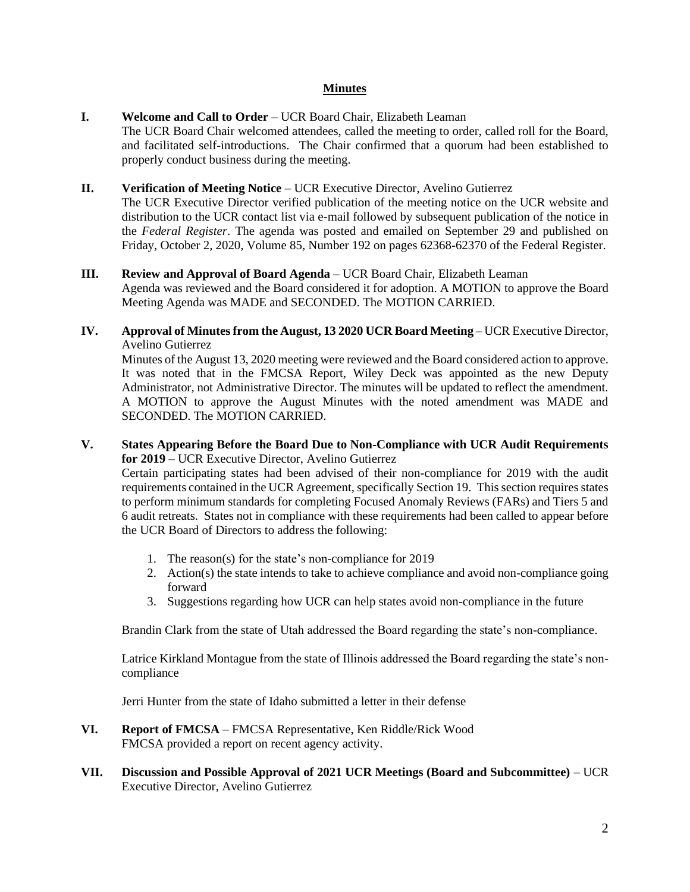## Minutes

**I. Welcome and Call to Order** – UCR Board Chair, Elizabeth Leaman

The UCR Board Chair welcomed attendees, called the meeting to order, called roll for the Board, and facilitated self-introductions. The Chair confirmed that a quorum had been established to properly conduct business during the meeting.

**II. Verification of Meeting Notice** – UCR Executive Director, Avelino Gutierrez

The UCR Executive Director verified publication of the meeting notice on the UCR website and distribution to the UCR contact list via e-mail followed by subsequent publication of the notice in the *Federal Register*. The agenda was posted and emailed on September 29 and published on Friday, October 2, 2020, Volume 85, Number 192 on pages 62368-62370 of the Federal Register.

**III. Review and Approval of Board Agenda** – UCR Board Chair, Elizabeth Leaman

Agenda was reviewed and the Board considered it for adoption. A MOTION to approve the Board Meeting Agenda was MADE and SECONDED. The MOTION CARRIED.

**IV. Approval of Minutes from the August, 13 2020 UCR Board Meeting** – UCR Executive Director, Avelino Gutierrez

Minutes of the August 13, 2020 meeting were reviewed and the Board considered action to approve. It was noted that in the FMCSA Report, Wiley Deck was appointed as the new Deputy Administrator, not Administrative Director. The minutes will be updated to reflect the amendment. A MOTION to approve the August Minutes with the noted amendment was MADE and SECONDED. The MOTION CARRIED.

**V. States Appearing Before the Board Due to Non-Compliance with UCR Audit Requirements for 2019 –** UCR Executive Director, Avelino Gutierrez

Certain participating states had been advised of their non-compliance for 2019 with the audit requirements contained in the UCR Agreement, specifically Section 19. This section requires states to perform minimum standards for completing Focused Anomaly Reviews (FARs) and Tiers 5 and 6 audit retreats. States not in compliance with these requirements had been called to appear before the UCR Board of Directors to address the following:

1. The reason(s) for the state's non-compliance for 2019
2. Action(s) the state intends to take to achieve compliance and avoid non-compliance going forward
3. Suggestions regarding how UCR can help states avoid non-compliance in the future

Brandin Clark from the state of Utah addressed the Board regarding the state's non-compliance.

Latrice Kirkland Montague from the state of Illinois addressed the Board regarding the state's non-compliance

Jerri Hunter from the state of Idaho submitted a letter in their defense

**VI. Report of FMCSA** – FMCSA Representative, Ken Riddle/Rick Wood

FMCSA provided a report on recent agency activity.

**VII. Discussion and Possible Approval of 2021 UCR Meetings (Board and Subcommittee)** – UCR Executive Director, Avelino Gutierrez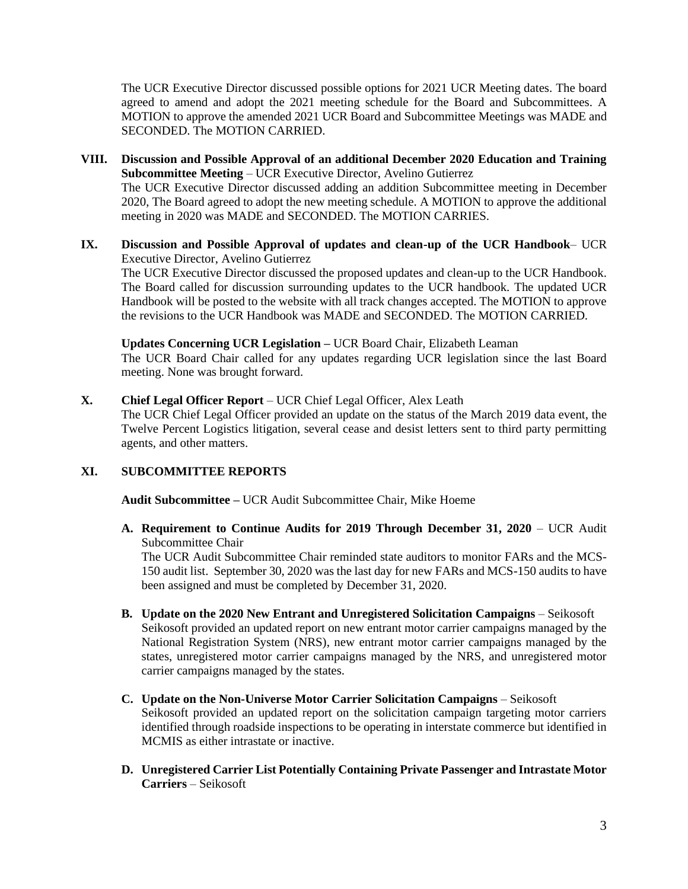The UCR Executive Director discussed possible options for 2021 UCR Meeting dates. The board agreed to amend and adopt the 2021 meeting schedule for the Board and Subcommittees. A MOTION to approve the amended 2021 UCR Board and Subcommittee Meetings was MADE and SECONDED. The MOTION CARRIED.

**VIII. Discussion and Possible Approval of an additional December 2020 Education and Training Subcommittee Meeting** – UCR Executive Director, Avelino Gutierrez

The UCR Executive Director discussed adding an addition Subcommittee meeting in December 2020, The Board agreed to adopt the new meeting schedule. A MOTION to approve the additional meeting in 2020 was MADE and SECONDED. The MOTION CARRIES.

**IX. Discussion and Possible Approval of updates and clean-up of the UCR Handbook**– UCR Executive Director, Avelino Gutierrez

The UCR Executive Director discussed the proposed updates and clean-up to the UCR Handbook. The Board called for discussion surrounding updates to the UCR handbook. The updated UCR Handbook will be posted to the website with all track changes accepted. The MOTION to approve the revisions to the UCR Handbook was MADE and SECONDED. The MOTION CARRIED.

**Updates Concerning UCR Legislation –** UCR Board Chair, Elizabeth Leaman

The UCR Board Chair called for any updates regarding UCR legislation since the last Board meeting. None was brought forward.

**X. Chief Legal Officer Report** – UCR Chief Legal Officer, Alex Leath

The UCR Chief Legal Officer provided an update on the status of the March 2019 data event, the Twelve Percent Logistics litigation, several cease and desist letters sent to third party permitting agents, and other matters.

**XI. SUBCOMMITTEE REPORTS**

**Audit Subcommittee –** UCR Audit Subcommittee Chair, Mike Hoeme

**A. Requirement to Continue Audits for 2019 Through December 31, 2020** – UCR Audit Subcommittee Chair

The UCR Audit Subcommittee Chair reminded state auditors to monitor FARs and the MCS-150 audit list. September 30, 2020 was the last day for new FARs and MCS-150 audits to have been assigned and must be completed by December 31, 2020.

**B. Update on the 2020 New Entrant and Unregistered Solicitation Campaigns** – Seikosoft

Seikosoft provided an updated report on new entrant motor carrier campaigns managed by the National Registration System (NRS), new entrant motor carrier campaigns managed by the states, unregistered motor carrier campaigns managed by the NRS, and unregistered motor carrier campaigns managed by the states.

**C. Update on the Non-Universe Motor Carrier Solicitation Campaigns** – Seikosoft

Seikosoft provided an updated report on the solicitation campaign targeting motor carriers identified through roadside inspections to be operating in interstate commerce but identified in MCMIS as either intrastate or inactive.

**D. Unregistered Carrier List Potentially Containing Private Passenger and Intrastate Motor Carriers** – Seikosoft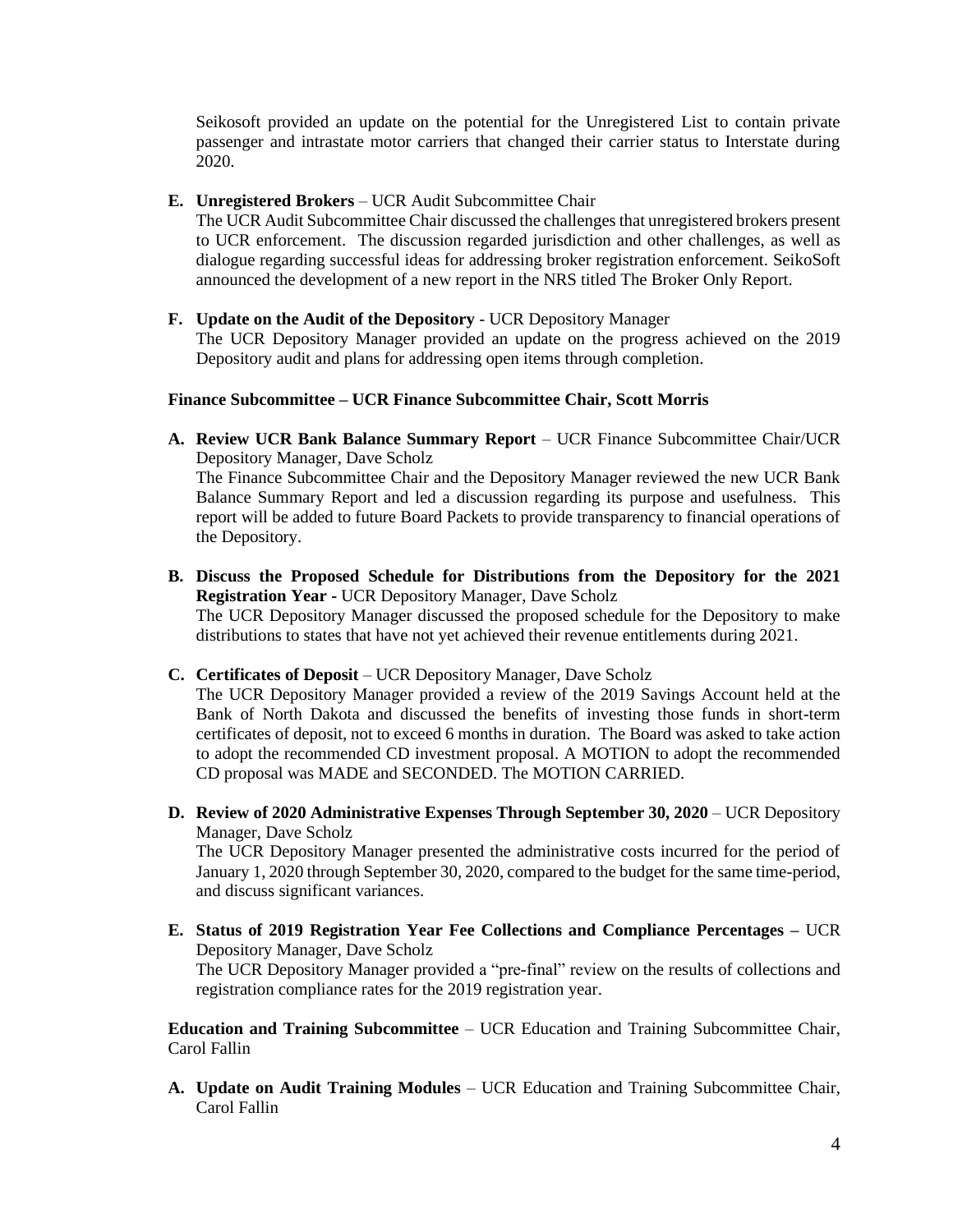Seikosoft provided an update on the potential for the Unregistered List to contain private passenger and intrastate motor carriers that changed their carrier status to Interstate during 2020.

**E. Unregistered Brokers** – UCR Audit Subcommittee Chair
The UCR Audit Subcommittee Chair discussed the challenges that unregistered brokers present to UCR enforcement. The discussion regarded jurisdiction and other challenges, as well as dialogue regarding successful ideas for addressing broker registration enforcement. SeikoSoft announced the development of a new report in the NRS titled The Broker Only Report.

**F. Update on the Audit of the Depository** - UCR Depository Manager
The UCR Depository Manager provided an update on the progress achieved on the 2019 Depository audit and plans for addressing open items through completion.

**Finance Subcommittee – UCR Finance Subcommittee Chair, Scott Morris**

**A. Review UCR Bank Balance Summary Report** – UCR Finance Subcommittee Chair/UCR Depository Manager, Dave Scholz
The Finance Subcommittee Chair and the Depository Manager reviewed the new UCR Bank Balance Summary Report and led a discussion regarding its purpose and usefulness. This report will be added to future Board Packets to provide transparency to financial operations of the Depository.

**B. Discuss the Proposed Schedule for Distributions from the Depository for the 2021 Registration Year -** UCR Depository Manager, Dave Scholz
The UCR Depository Manager discussed the proposed schedule for the Depository to make distributions to states that have not yet achieved their revenue entitlements during 2021.

**C. Certificates of Deposit** – UCR Depository Manager, Dave Scholz
The UCR Depository Manager provided a review of the 2019 Savings Account held at the Bank of North Dakota and discussed the benefits of investing those funds in short-term certificates of deposit, not to exceed 6 months in duration. The Board was asked to take action to adopt the recommended CD investment proposal. A MOTION to adopt the recommended CD proposal was MADE and SECONDED. The MOTION CARRIED.

**D. Review of 2020 Administrative Expenses Through September 30, 2020** – UCR Depository Manager, Dave Scholz
The UCR Depository Manager presented the administrative costs incurred for the period of January 1, 2020 through September 30, 2020, compared to the budget for the same time-period, and discuss significant variances.

**E. Status of 2019 Registration Year Fee Collections and Compliance Percentages –** UCR Depository Manager, Dave Scholz
The UCR Depository Manager provided a "pre-final" review on the results of collections and registration compliance rates for the 2019 registration year.

**Education and Training Subcommittee** – UCR Education and Training Subcommittee Chair, Carol Fallin

**A. Update on Audit Training Modules** – UCR Education and Training Subcommittee Chair, Carol Fallin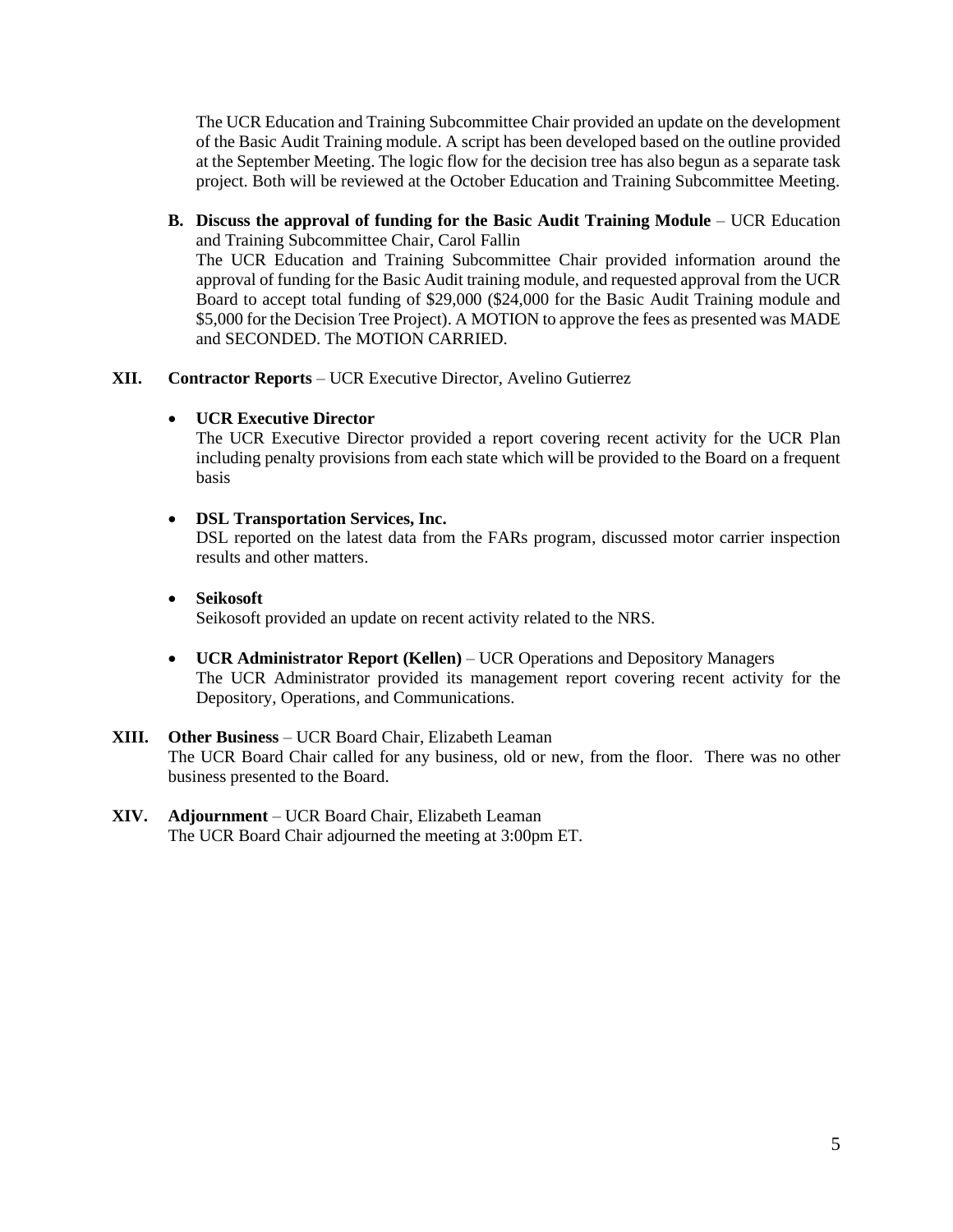The UCR Education and Training Subcommittee Chair provided an update on the development of the Basic Audit Training module. A script has been developed based on the outline provided at the September Meeting. The logic flow for the decision tree has also begun as a separate task project. Both will be reviewed at the October Education and Training Subcommittee Meeting.

**B. Discuss the approval of funding for the Basic Audit Training Module** – UCR Education and Training Subcommittee Chair, Carol Fallin
The UCR Education and Training Subcommittee Chair provided information around the approval of funding for the Basic Audit training module, and requested approval from the UCR Board to accept total funding of $29,000 ($24,000 for the Basic Audit Training module and $5,000 for the Decision Tree Project). A MOTION to approve the fees as presented was MADE and SECONDED. The MOTION CARRIED.

**XII. Contractor Reports** – UCR Executive Director, Avelino Gutierrez

- **UCR Executive Director**
  The UCR Executive Director provided a report covering recent activity for the UCR Plan including penalty provisions from each state which will be provided to the Board on a frequent basis

- **DSL Transportation Services, Inc.**
  DSL reported on the latest data from the FARs program, discussed motor carrier inspection results and other matters.

- **Seikosoft**
  Seikosoft provided an update on recent activity related to the NRS.

- **UCR Administrator Report (Kellen)** – UCR Operations and Depository Managers
  The UCR Administrator provided its management report covering recent activity for the Depository, Operations, and Communications.

**XIII. Other Business** – UCR Board Chair, Elizabeth Leaman
The UCR Board Chair called for any business, old or new, from the floor. There was no other business presented to the Board.

**XIV. Adjournment** – UCR Board Chair, Elizabeth Leaman
The UCR Board Chair adjourned the meeting at 3:00pm ET.